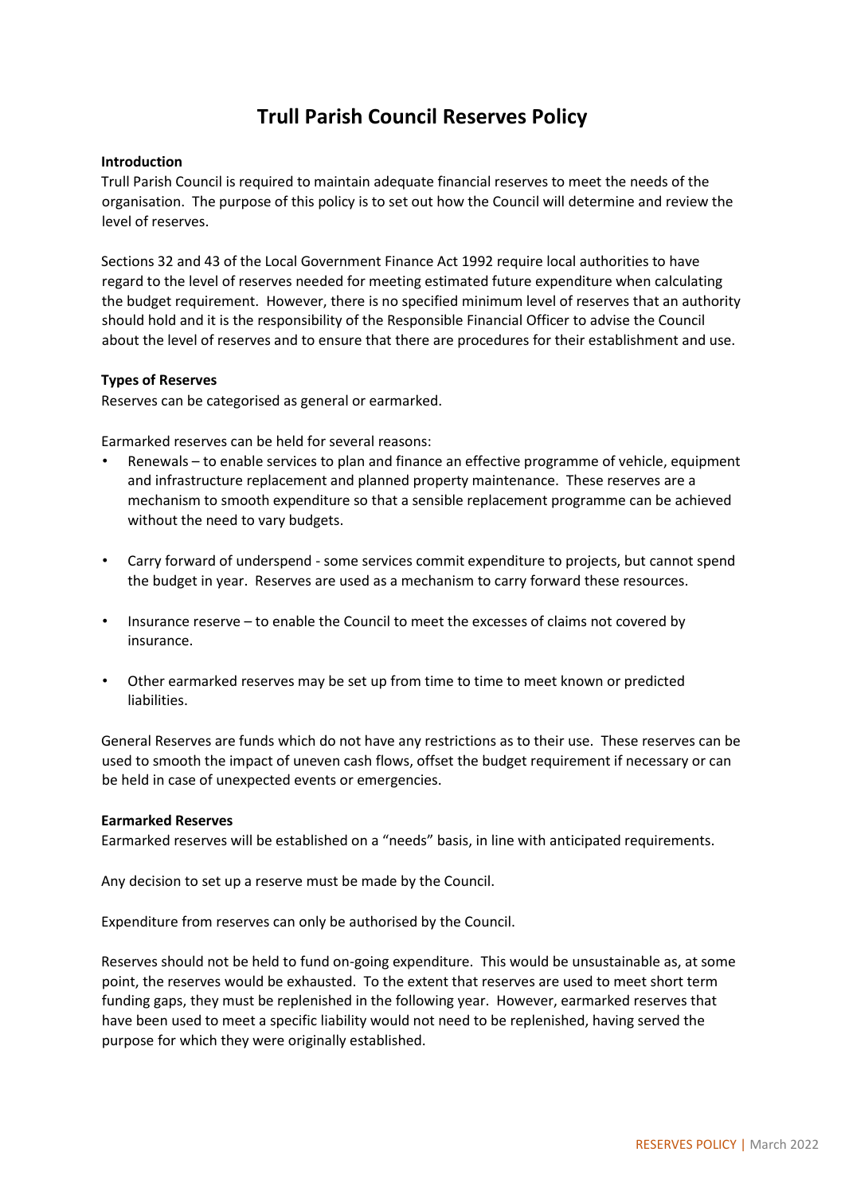# Trull Parish Council Reserves Policy

**Introduction**

Trull Parish Council is required to maintain adequate financial reserves to meet the needs of the organisation. The purpose of this policy is to set out how the Council will determine and review the level of reserves.

Sections 32 and 43 of the Local Government Finance Act 1992 require local authorities to have regard to the level of reserves needed for meeting estimated future expenditure when calculating the budget requirement. However, there is no specified minimum level of reserves that an authority should hold and it is the responsibility of the Responsible Financial Officer to advise the Council about the level of reserves and to ensure that there are procedures for their establishment and use.

**Types of Reserves**

Reserves can be categorised as general or earmarked.

Earmarked reserves can be held for several reasons:

- Renewals – to enable services to plan and finance an effective programme of vehicle, equipment and infrastructure replacement and planned property maintenance. These reserves are a mechanism to smooth expenditure so that a sensible replacement programme can be achieved without the need to vary budgets.
- Carry forward of underspend - some services commit expenditure to projects, but cannot spend the budget in year. Reserves are used as a mechanism to carry forward these resources.
- Insurance reserve – to enable the Council to meet the excesses of claims not covered by insurance.
- Other earmarked reserves may be set up from time to time to meet known or predicted liabilities.

General Reserves are funds which do not have any restrictions as to their use. These reserves can be used to smooth the impact of uneven cash flows, offset the budget requirement if necessary or can be held in case of unexpected events or emergencies.

**Earmarked Reserves**

Earmarked reserves will be established on a "needs" basis, in line with anticipated requirements.

Any decision to set up a reserve must be made by the Council.

Expenditure from reserves can only be authorised by the Council.

Reserves should not be held to fund on-going expenditure. This would be unsustainable as, at some point, the reserves would be exhausted. To the extent that reserves are used to meet short term funding gaps, they must be replenished in the following year. However, earmarked reserves that have been used to meet a specific liability would not need to be replenished, having served the purpose for which they were originally established.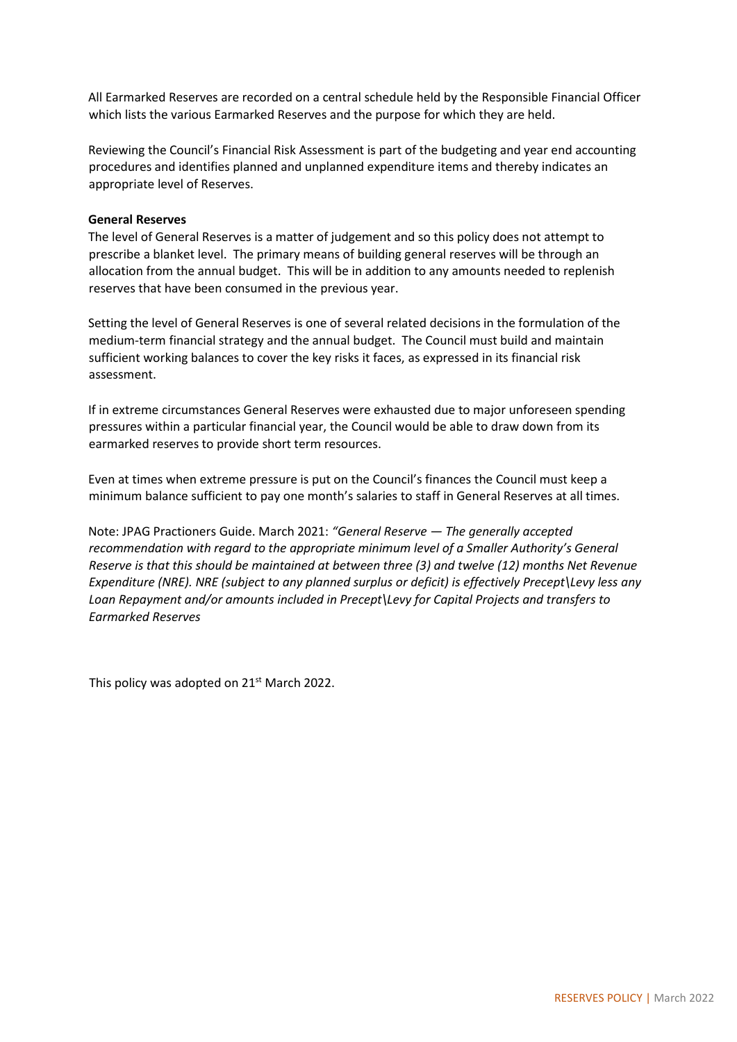All Earmarked Reserves are recorded on a central schedule held by the Responsible Financial Officer which lists the various Earmarked Reserves and the purpose for which they are held.

Reviewing the Council's Financial Risk Assessment is part of the budgeting and year end accounting procedures and identifies planned and unplanned expenditure items and thereby indicates an appropriate level of Reserves.

**General Reserves**

The level of General Reserves is a matter of judgement and so this policy does not attempt to prescribe a blanket level. The primary means of building general reserves will be through an allocation from the annual budget. This will be in addition to any amounts needed to replenish reserves that have been consumed in the previous year.

Setting the level of General Reserves is one of several related decisions in the formulation of the medium-term financial strategy and the annual budget. The Council must build and maintain sufficient working balances to cover the key risks it faces, as expressed in its financial risk assessment.

If in extreme circumstances General Reserves were exhausted due to major unforeseen spending pressures within a particular financial year, the Council would be able to draw down from its earmarked reserves to provide short term resources.

Even at times when extreme pressure is put on the Council's finances the Council must keep a minimum balance sufficient to pay one month's salaries to staff in General Reserves at all times.

Note: JPAG Practioners Guide. March 2021: *"General Reserve — The generally accepted recommendation with regard to the appropriate minimum level of a Smaller Authority's General Reserve is that this should be maintained at between three (3) and twelve (12) months Net Revenue Expenditure (NRE). NRE (subject to any planned surplus or deficit) is effectively Precept\Levy less any Loan Repayment and/or amounts included in Precept\Levy for Capital Projects and transfers to Earmarked Reserves*

This policy was adopted on 21st March 2022.